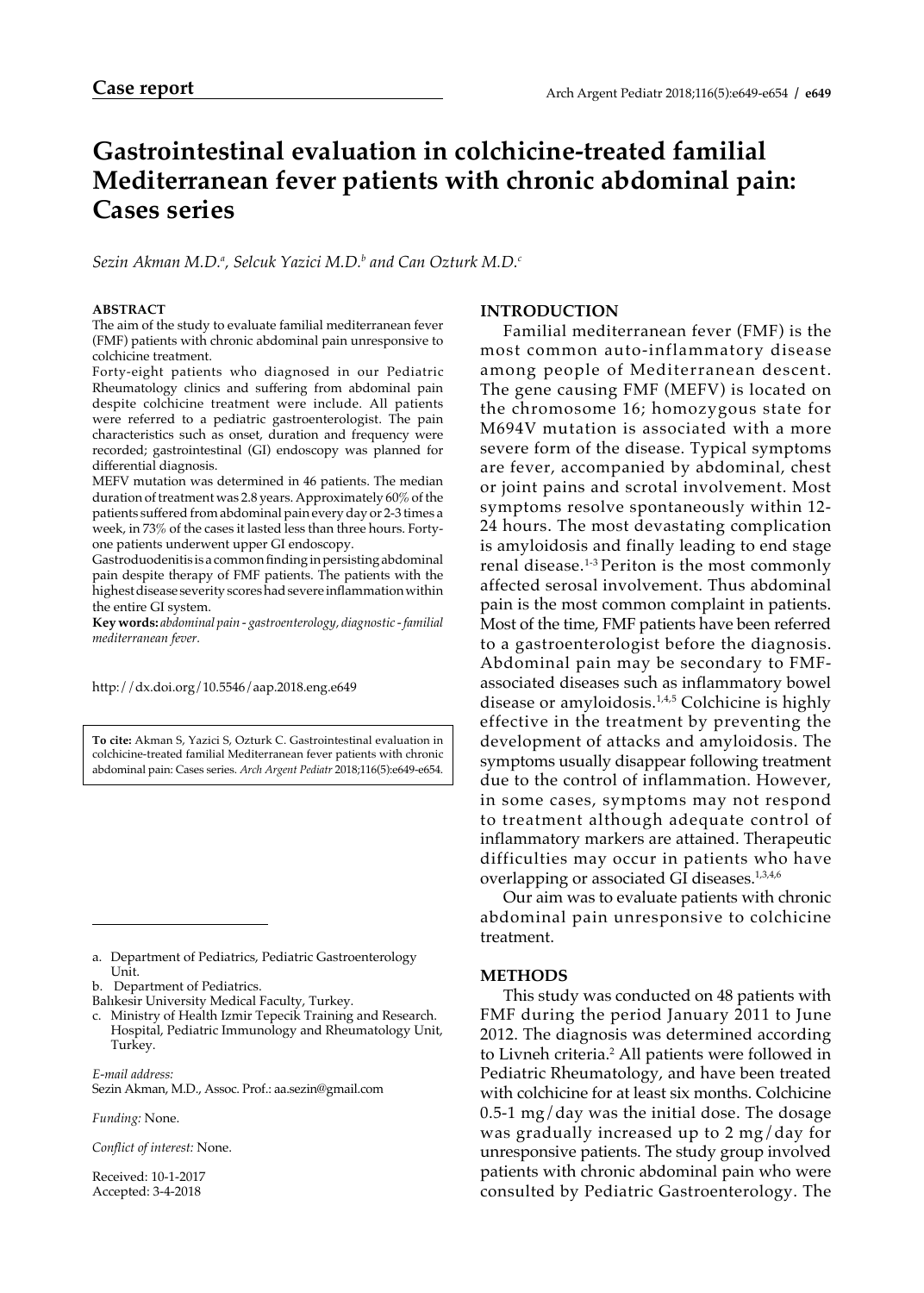## Case report

# Gastrointestinal evaluation in colchicine-treated familial Mediterranean fever patients with chronic abdominal pain: Cases series

*Sezin Akman M.D.[a], Selcuk Yazici M.D.[b] and Can Ozturk M.D.[c]*

### ABSTRACT

The aim of the study to evaluate familial mediterranean fever (FMF) patients with chronic abdominal pain unresponsive to colchicine treatment.

Forty-eight patients who diagnosed in our Pediatric Rheumatology clinics and suffering from abdominal pain despite colchicine treatment were include. All patients were referred to a pediatric gastroenterologist. The pain characteristics such as onset, duration and frequency were recorded; gastrointestinal (GI) endoscopy was planned for differential diagnosis.

MEFV mutation was determined in 46 patients. The median duration of treatment was 2.8 years. Approximately 60% of the patients suffered from abdominal pain every day or 2-3 times a week, in 73% of the cases it lasted less than three hours. Forty-one patients underwent upper GI endoscopy.

Gastroduodenitis is a common finding in persisting abdominal pain despite therapy of FMF patients. The patients with the highest disease severity scores had severe inflammation within the entire GI system.

**Key words:** *abdominal pain - gastroenterology, diagnostic - familial mediterranean fever.*

http://dx.doi.org/10.5546/aap.2018.eng.e649

**To cite:** Akman S, Yazici S, Ozturk C. Gastrointestinal evaluation in colchicine-treated familial Mediterranean fever patients with chronic abdominal pain: Cases series. *Arch Argent Pediatr* 2018;116(5):e649-e654.

a. Department of Pediatrics, Pediatric Gastroenterology Unit.

b. Department of Pediatrics.

Balıkesir University Medical Faculty, Turkey.

c. Ministry of Health Izmir Tepecik Training and Research. Hospital, Pediatric Immunology and Rheumatology Unit, Turkey.

*E-mail address:*
Sezin Akman, M.D., Assoc. Prof.: aa.sezin@gmail.com

*Funding:* None.

*Conflict of interest:* None.

Received: 10-1-2017
Accepted: 3-4-2018

### INTRODUCTION

Familial mediterranean fever (FMF) is the most common auto-inflammatory disease among people of Mediterranean descent. The gene causing FMF (MEFV) is located on the chromosome 16; homozygous state for M694V mutation is associated with a more severe form of the disease. Typical symptoms are fever, accompanied by abdominal, chest or joint pains and scrotal involvement. Most symptoms resolve spontaneously within 12-24 hours. The most devastating complication is amyloidosis and finally leading to end stage renal disease.[1-3] Periton is the most commonly affected serosal involvement. Thus abdominal pain is the most common complaint in patients. Most of the time, FMF patients have been referred to a gastroenterologist before the diagnosis. Abdominal pain may be secondary to FMF-associated diseases such as inflammatory bowel disease or amyloidosis.[1,4,5] Colchicine is highly effective in the treatment by preventing the development of attacks and amyloidosis. The symptoms usually disappear following treatment due to the control of inflammation. However, in some cases, symptoms may not respond to treatment although adequate control of inflammatory markers are attained. Therapeutic difficulties may occur in patients who have overlapping or associated GI diseases.[1,3,4,6]

Our aim was to evaluate patients with chronic abdominal pain unresponsive to colchicine treatment.

### METHODS

This study was conducted on 48 patients with FMF during the period January 2011 to June 2012. The diagnosis was determined according to Livneh criteria.[2] All patients were followed in Pediatric Rheumatology, and have been treated with colchicine for at least six months. Colchicine 0.5-1 mg/day was the initial dose. The dosage was gradually increased up to 2 mg/day for unresponsive patients. The study group involved patients with chronic abdominal pain who were consulted by Pediatric Gastroenterology. The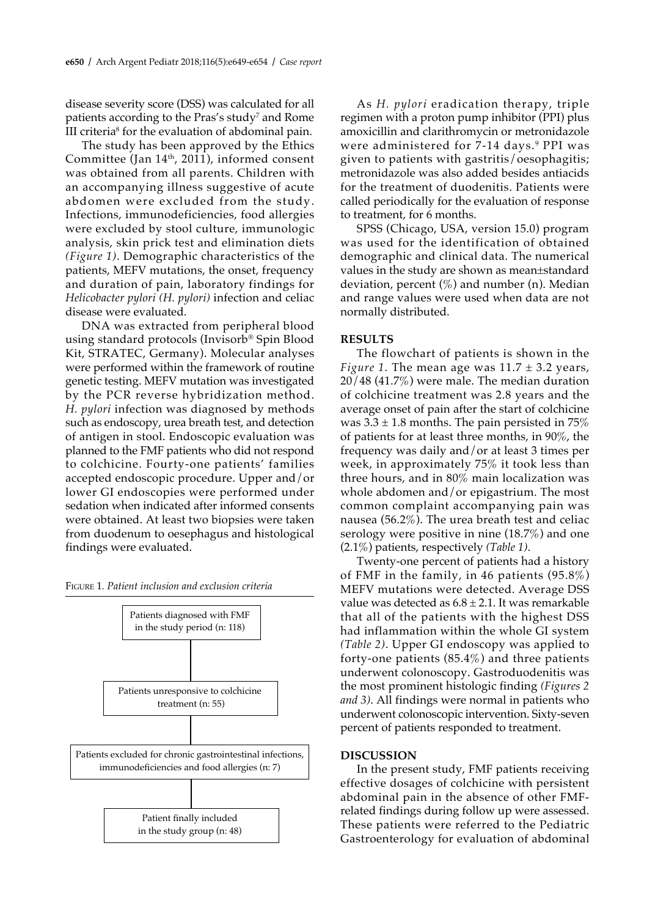disease severity score (DSS) was calculated for all patients according to the Pras's study[7] and Rome III criteria[8] for the evaluation of abdominal pain.

The study has been approved by the Ethics Committee (Jan 14th, 2011), informed consent was obtained from all parents. Children with an accompanying illness suggestive of acute abdomen were excluded from the study. Infections, immunodeficiencies, food allergies were excluded by stool culture, immunologic analysis, skin prick test and elimination diets *(Figure 1)*. Demographic characteristics of the patients, MEFV mutations, the onset, frequency and duration of pain, laboratory findings for *Helicobacter pylori (H. pylori)* infection and celiac disease were evaluated.

DNA was extracted from peripheral blood using standard protocols (Invisorb® Spin Blood Kit, STRATEC, Germany). Molecular analyses were performed within the framework of routine genetic testing. MEFV mutation was investigated by the PCR reverse hybridization method. *H. pylori* infection was diagnosed by methods such as endoscopy, urea breath test, and detection of antigen in stool. Endoscopic evaluation was planned to the FMF patients who did not respond to colchicine. Fourty-one patients' families accepted endoscopic procedure. Upper and/or lower GI endoscopies were performed under sedation when indicated after informed consents were obtained. At least two biopsies were taken from duodenum to oesephagus and histological findings were evaluated.

Figure 1. *Patient inclusion and exclusion criteria*

Patients diagnosed with FMF in the study period (n: 118)

Patients unresponsive to colchicine treatment (n: 55)

Patients excluded for chronic gastrointestinal infections, immunodeficiencies and food allergies (n: 7)

Patient finally included in the study group (n: 48)

As *H. pylori* eradication therapy, triple regimen with a proton pump inhibitor (PPI) plus amoxicillin and clarithromycin or metronidazole were administered for 7-14 days.[9] PPI was given to patients with gastritis/oesophagitis; metronidazole was also added besides antiacids for the treatment of duodenitis. Patients were called periodically for the evaluation of response to treatment, for 6 months.

SPSS (Chicago, USA, version 15.0) program was used for the identification of obtained demographic and clinical data. The numerical values in the study are shown as mean±standard deviation, percent (%) and number (n). Median and range values were used when data are not normally distributed.

## RESULTS

The flowchart of patients is shown in the *Figure 1*. The mean age was $11.7 \pm 3.2$ years, 20/48 (41.7%) were male. The median duration of colchicine treatment was 2.8 years and the average onset of pain after the start of colchicine was $3.3 \pm 1.8$ months. The pain persisted in 75% of patients for at least three months, in 90%, the frequency was daily and/or at least 3 times per week, in approximately 75% it took less than three hours, and in 80% main localization was whole abdomen and/or epigastrium. The most common complaint accompanying pain was nausea (56.2%). The urea breath test and celiac serology were positive in nine (18.7%) and one (2.1%) patients, respectively *(Table 1)*.

Twenty-one percent of patients had a history of FMF in the family, in 46 patients (95.8%) MEFV mutations were detected. Average DSS value was detected as $6.8 \pm 2.1$. It was remarkable that all of the patients with the highest DSS had inflammation within the whole GI system *(Table 2)*. Upper GI endoscopy was applied to forty-one patients (85.4%) and three patients underwent colonoscopy. Gastroduodenitis was the most prominent histologic finding *(Figures 2 and 3)*. All findings were normal in patients who underwent colonoscopic intervention. Sixty-seven percent of patients responded to treatment.

## DISCUSSION

In the present study, FMF patients receiving effective dosages of colchicine with persistent abdominal pain in the absence of other FMF-related findings during follow up were assessed. These patients were referred to the Pediatric Gastroenterology for evaluation of abdominal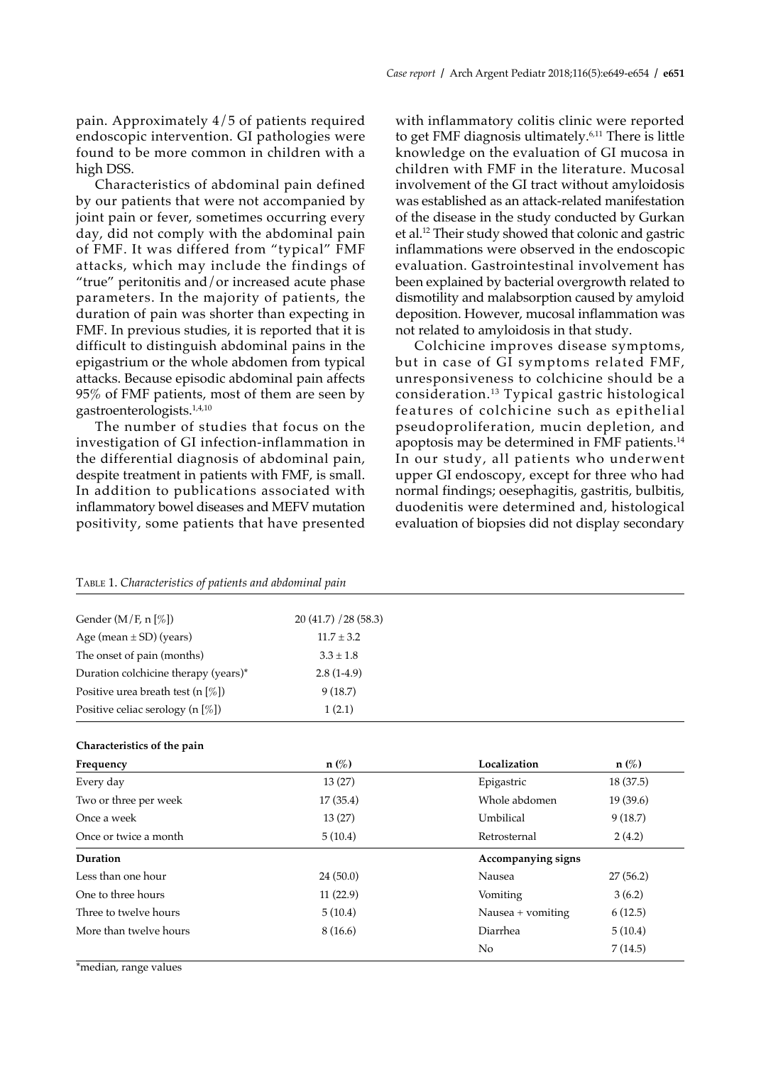pain. Approximately 4/5 of patients required endoscopic intervention. GI pathologies were found to be more common in children with a high DSS.

Characteristics of abdominal pain defined by our patients that were not accompanied by joint pain or fever, sometimes occurring every day, did not comply with the abdominal pain of FMF. It was differed from "typical" FMF attacks, which may include the findings of "true" peritonitis and/or increased acute phase parameters. In the majority of patients, the duration of pain was shorter than expecting in FMF. In previous studies, it is reported that it is difficult to distinguish abdominal pains in the epigastrium or the whole abdomen from typical attacks. Because episodic abdominal pain affects 95% of FMF patients, most of them are seen by gastroenterologists.[1,4,10]

The number of studies that focus on the investigation of GI infection-inflammation in the differential diagnosis of abdominal pain, despite treatment in patients with FMF, is small. In addition to publications associated with inflammatory bowel diseases and MEFV mutation positivity, some patients that have presented with inflammatory colitis clinic were reported to get FMF diagnosis ultimately.[6,11] There is little knowledge on the evaluation of GI mucosa in children with FMF in the literature. Mucosal involvement of the GI tract without amyloidosis was established as an attack-related manifestation of the disease in the study conducted by Gurkan et al.[12] Their study showed that colonic and gastric inflammations were observed in the endoscopic evaluation. Gastrointestinal involvement has been explained by bacterial overgrowth related to dismotility and malabsorption caused by amyloid deposition. However, mucosal inflammation was not related to amyloidosis in that study.

Colchicine improves disease symptoms, but in case of GI symptoms related FMF, unresponsiveness to colchicine should be a consideration.[13] Typical gastric histological features of colchicine such as epithelial pseudoproliferation, mucin depletion, and apoptosis may be determined in FMF patients.[14] In our study, all patients who underwent upper GI endoscopy, except for three who had normal findings; oesephagitis, gastritis, bulbitis, duodenitis were determined and, histological evaluation of biopsies did not display secondary

Table 1. *Characteristics of patients and abdominal pain*

| | |
|---|---|
| Gender (M/F, n [%]) | 20 (41.7) /28 (58.3) |
| Age (mean ± SD) (years) | 11.7 ± 3.2 |
| The onset of pain (months) | 3.3 ± 1.8 |
| Duration colchicine therapy (years)* | 2.8 (1-4.9) |
| Positive urea breath test (n [%]) | 9 (18.7) |
| Positive celiac serology (n [%]) | 1 (2.1) |

**Characteristics of the pain**

| **Frequency** | **n (%)** | **Localization** | **n (%)** |
|---|---|---|---|
| Every day | 13 (27) | Epigastric | 18 (37.5) |
| Two or three per week | 17 (35.4) | Whole abdomen | 19 (39.6) |
| Once a week | 13 (27) | Umbilical | 9 (18.7) |
| Once or twice a month | 5 (10.4) | Retrosternal | 2 (4.2) |
| **Duration** | | **Accompanying signs** | |
| Less than one hour | 24 (50.0) | Nausea | 27 (56.2) |
| One to three hours | 11 (22.9) | Vomiting | 3 (6.2) |
| Three to twelve hours | 5 (10.4) | Nausea + vomiting | 6 (12.5) |
| More than twelve hours | 8 (16.6) | Diarrhea | 5 (10.4) |
| | | No | 7 (14.5) |

*median, range values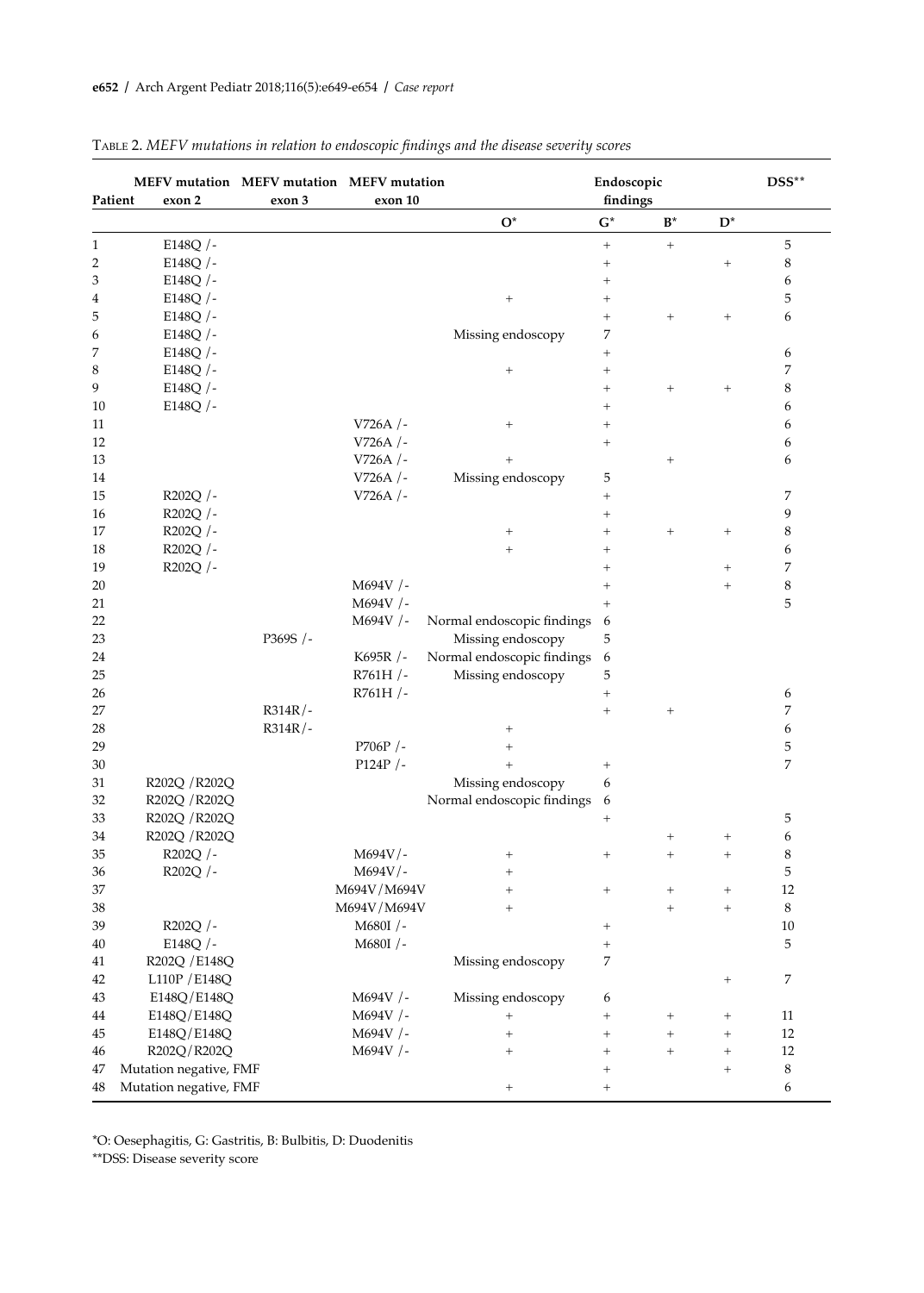TABLE 2. *MEFV mutations in relation to endoscopic findings and the disease severity scores*

| Patient | MEFV mutation exon 2 | MEFV mutation exon 3 | MEFV mutation exon 10 | Endoscopic findings | | | | DSS** |
|---|---|---|---|---|---|---|---|---|
| | | | | O* | G* | B* | D* | |
| 1 | E148Q /- | | | | + | + | | 5 |
| 2 | E148Q /- | | | | + | | + | 8 |
| 3 | E148Q /- | | | | + | | | 6 |
| 4 | E148Q /- | | | + | + | | | 5 |
| 5 | E148Q /- | | | | + | + | + | 6 |
| 6 | E148Q /- | | | Missing endoscopy | | | | 7 |
| 7 | E148Q /- | | | | + | | | 6 |
| 8 | E148Q /- | | | + | + | | | 7 |
| 9 | E148Q /- | | | | + | + | + | 8 |
| 10 | E148Q /- | | | | + | | | 6 |
| 11 | | | V726A /- | + | + | | | 6 |
| 12 | | | V726A /- | | + | | | 6 |
| 13 | | | V726A /- | + | | + | | 6 |
| 14 | | | V726A /- | Missing endoscopy | | | | 5 |
| 15 | R202Q /- | | V726A /- | | + | | | 7 |
| 16 | R202Q /- | | | | + | | | 9 |
| 17 | R202Q /- | | | + | + | + | + | 8 |
| 18 | R202Q /- | | | + | + | | | 6 |
| 19 | R202Q /- | | | | + | | + | 7 |
| 20 | | | M694V /- | | + | | + | 8 |
| 21 | | | M694V /- | | + | | | 5 |
| 22 | | | M694V /- | Normal endoscopic findings | | | | 6 |
| 23 | | P369S /- | | Missing endoscopy | | | | 5 |
| 24 | | | K695R /- | Normal endoscopic findings | | | | 6 |
| 25 | | | R761H /- | Missing endoscopy | | | | 5 |
| 26 | | | R761H /- | | + | | | 6 |
| 27 | | R314R/- | | | + | + | | 7 |
| 28 | | R314R/- | | + | | | | 6 |
| 29 | | | P706P /- | + | | | | 5 |
| 30 | | | P124P /- | + | + | | | 7 |
| 31 | R202Q /R202Q | | | Missing endoscopy | | | | 6 |
| 32 | R202Q /R202Q | | | Normal endoscopic findings | | | | 6 |
| 33 | R202Q /R202Q | | | | + | | | 5 |
| 34 | R202Q /R202Q | | | | | + | + | 6 |
| 35 | R202Q /- | | M694V/- | + | + | + | + | 8 |
| 36 | R202Q /- | | M694V/- | + | | | | 5 |
| 37 | | | M694V/M694V | + | + | + | + | 12 |
| 38 | | | M694V/M694V | + | | + | + | 8 |
| 39 | R202Q /- | | M680I /- | | + | | | 10 |
| 40 | E148Q /- | | M680I /- | | + | | | 5 |
| 41 | R202Q /E148Q | | | Missing endoscopy | | | | 7 |
| 42 | L110P /E148Q | | | | | | + | 7 |
| 43 | E148Q/E148Q | | M694V /- | Missing endoscopy | | | | 6 |
| 44 | E148Q/E148Q | | M694V /- | + | + | + | + | 11 |
| 45 | E148Q/E148Q | | M694V /- | + | + | + | + | 12 |
| 46 | R202Q/R202Q | | M694V /- | + | + | + | + | 12 |
| 47 | Mutation negative, FMF | | | | + | | + | 8 |
| 48 | Mutation negative, FMF | | | + | + | | | 6 |

*O: Oesephagitis, G: Gastritis, B: Bulbitis, D: Duodenitis
**DSS: Disease severity score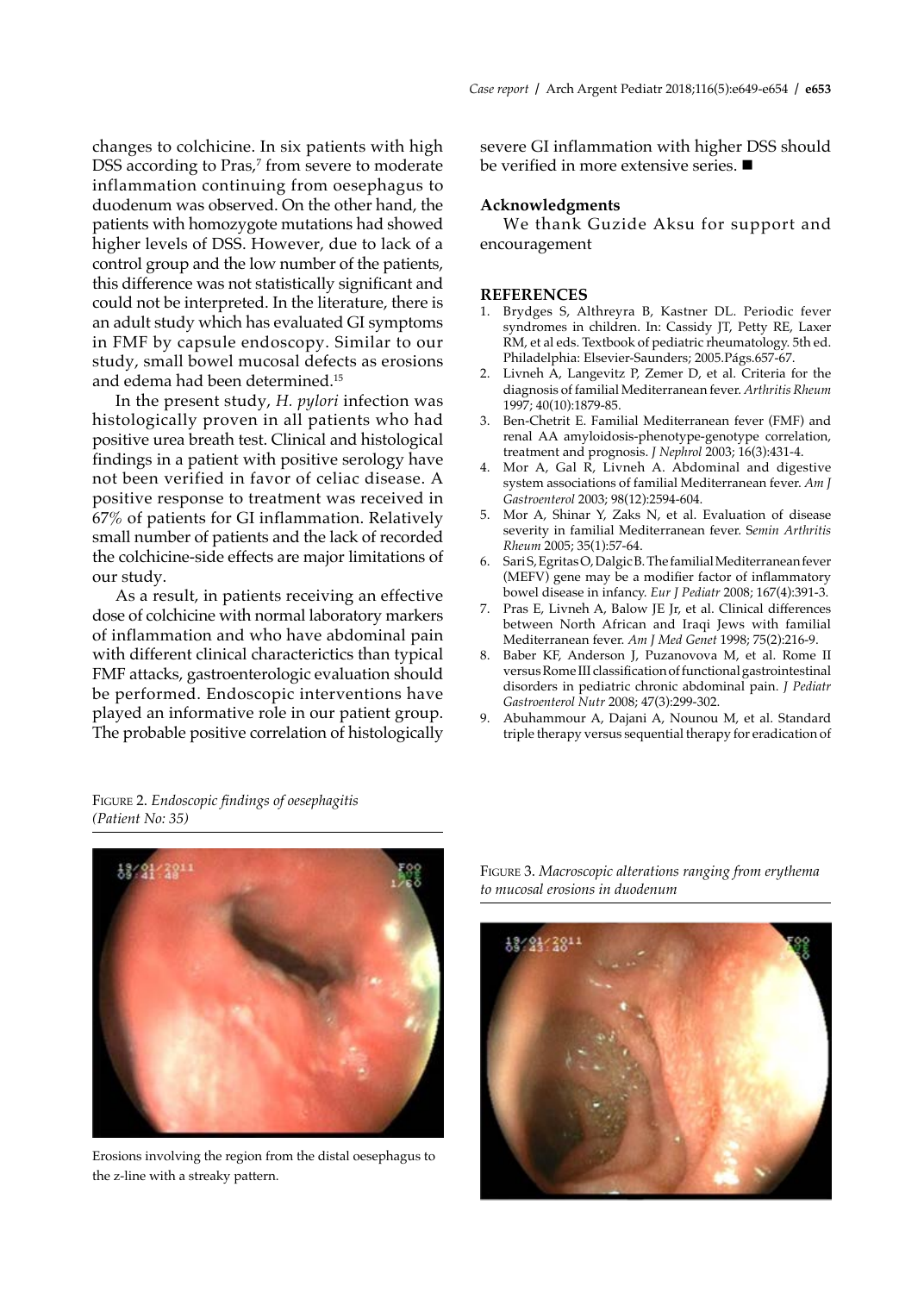changes to colchicine. In six patients with high DSS according to Pras,[7] from severe to moderate inflammation continuing from oesephagus to duodenum was observed. On the other hand, the patients with homozygote mutations had showed higher levels of DSS. However, due to lack of a control group and the low number of the patients, this difference was not statistically significant and could not be interpreted. In the literature, there is an adult study which has evaluated GI symptoms in FMF by capsule endoscopy. Similar to our study, small bowel mucosal defects as erosions and edema had been determined.[15]

In the present study, *H. pylori* infection was histologically proven in all patients who had positive urea breath test. Clinical and histological findings in a patient with positive serology have not been verified in favor of celiac disease. A positive response to treatment was received in 67% of patients for GI inflammation. Relatively small number of patients and the lack of recorded the colchicine-side effects are major limitations of our study.

As a result, in patients receiving an effective dose of colchicine with normal laboratory markers of inflammation and who have abdominal pain with different clinical characterictics than typical FMF attacks, gastroenterologic evaluation should be performed. Endoscopic interventions have played an informative role in our patient group. The probable positive correlation of histologically severe GI inflammation with higher DSS should be verified in more extensive series. ■

## Acknowledgments

We thank Guzide Aksu for support and encouragement

## REFERENCES

1. Brydges S, Althreyra B, Kastner DL. Periodic fever syndromes in children. In: Cassidy JT, Petty RE, Laxer RM, et al eds. Textbook of pediatric rheumatology. 5th ed. Philadelphia: Elsevier-Saunders; 2005.Págs.657-67.
2. Livneh A, Langevitz P, Zemer D, et al. Criteria for the diagnosis of familial Mediterranean fever. *Arthritis Rheum* 1997; 40(10):1879-85.
3. Ben-Chetrit E. Familial Mediterranean fever (FMF) and renal AA amyloidosis-phenotype-genotype correlation, treatment and prognosis. *J Nephrol* 2003; 16(3):431-4.
4. Mor A, Gal R, Livneh A. Abdominal and digestive system associations of familial Mediterranean fever. *Am J Gastroenterol* 2003; 98(12):2594-604.
5. Mor A, Shinar Y, Zaks N, et al. Evaluation of disease severity in familial Mediterranean fever. *Semin Arthritis Rheum* 2005; 35(1):57-64.
6. Sari S, Egritas O, Dalgic B. The familial Mediterranean fever (MEFV) gene may be a modifier factor of inflammatory bowel disease in infancy. *Eur J Pediatr* 2008; 167(4):391-3.
7. Pras E, Livneh A, Balow JE Jr, et al. Clinical differences between North African and Iraqi Jews with familial Mediterranean fever. *Am J Med Genet* 1998; 75(2):216-9.
8. Baber KF, Anderson J, Puzanovova M, et al. Rome II versus Rome III classification of functional gastrointestinal disorders in pediatric chronic abdominal pain. *J Pediatr Gastroenterol Nutr* 2008; 47(3):299-302.
9. Abuhammour A, Dajani A, Nounou M, et al. Standard triple therapy versus sequential therapy for eradication of

Figure 2. *Endoscopic findings of oesephagitis (Patient No: 35)*

Erosions involving the region from the distal oesephagus to the z-line with a streaky pattern.

Figure 3. *Macroscopic alterations ranging from erythema to mucosal erosions in duodenum*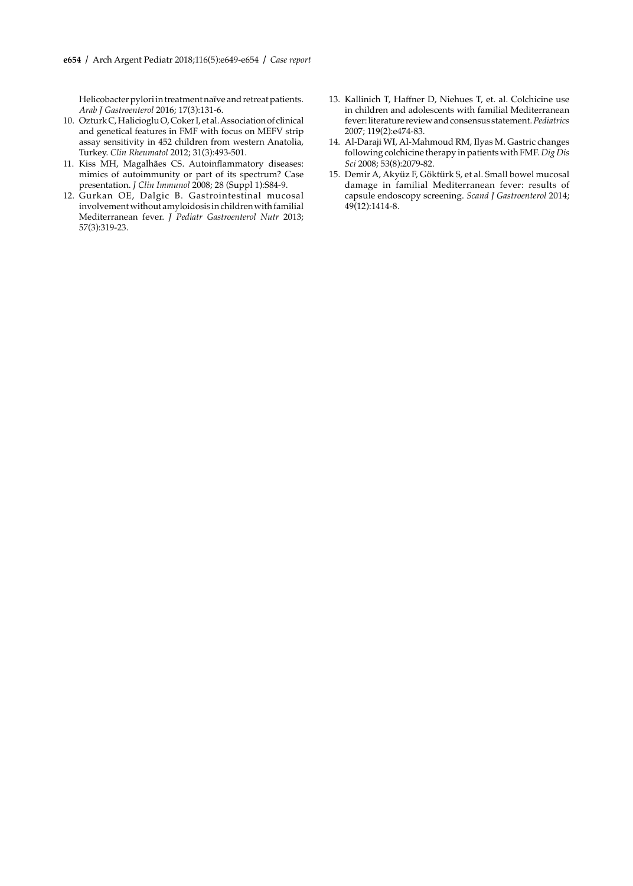Helicobacter pylori in treatment naïve and retreat patients. *Arab J Gastroenterol* 2016; 17(3):131-6.

10. Ozturk C, Halicioglu O, Coker I, et al. Association of clinical and genetical features in FMF with focus on MEFV strip assay sensitivity in 452 children from western Anatolia, Turkey. *Clin Rheumatol* 2012; 31(3):493-501.
11. Kiss MH, Magalhães CS. Autoinflammatory diseases: mimics of autoimmunity or part of its spectrum? Case presentation. *J Clin Immunol* 2008; 28 (Suppl 1):S84-9.
12. Gurkan OE, Dalgic B. Gastrointestinal mucosal involvement without amyloidosis in children with familial Mediterranean fever. *J Pediatr Gastroenterol Nutr* 2013; 57(3):319-23.
13. Kallinich T, Haffner D, Niehues T, et. al. Colchicine use in children and adolescents with familial Mediterranean fever: literature review and consensus statement. *Pediatrics* 2007; 119(2):e474-83.
14. Al-Daraji WI, Al-Mahmoud RM, Ilyas M. Gastric changes following colchicine therapy in patients with FMF. *Dig Dis Sci* 2008; 53(8):2079-82.
15. Demir A, Akyüz F, Göktürk S, et al. Small bowel mucosal damage in familial Mediterranean fever: results of capsule endoscopy screening. *Scand J Gastroenterol* 2014; 49(12):1414-8.